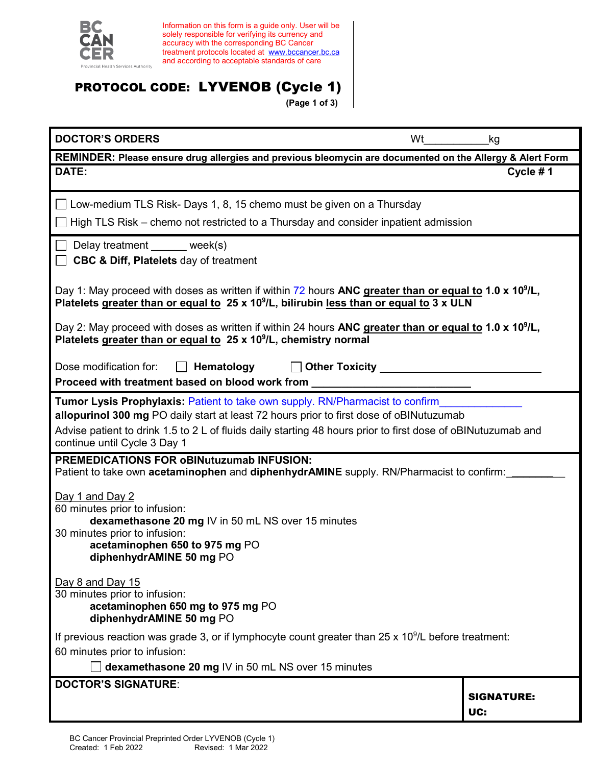BC CANCER
Provincial Health Services Authority

Information on this form is a guide only. User will be solely responsible for verifying its currency and accuracy with the corresponding BC Cancer treatment protocols located at www.bccancer.bc.ca and according to acceptable standards of care

# PROTOCOL CODE: LYVENOB (Cycle 1)

(Page 1 of 3)

**DOCTOR'S ORDERS** Wt___________kg

**REMINDER: Please ensure drug allergies and previous bleomycin are documented on the Allergy & Alert Form**

**DATE:** **Cycle # 1**

☐ Low-medium TLS Risk- Days 1, 8, 15 chemo must be given on a Thursday

☐ High TLS Risk – chemo not restricted to a Thursday and consider inpatient admission

☐ Delay treatment ______ week(s)

☐ **CBC & Diff, Platelets** day of treatment

Day 1: May proceed with doses as written if within 72 hours **ANC greater than or equal to 1.0 x $10^9$/L, Platelets greater than or equal to 25 x $10^9$/L, bilirubin less than or equal to 3 x ULN**

Day 2: May proceed with doses as written if within 24 hours **ANC greater than or equal to 1.0 x $10^9$/L, Platelets greater than or equal to 25 x $10^9$/L, chemistry normal**

Dose modification for: ☐ **Hematology** ☐ **Other Toxicity** ___________________________

**Proceed with treatment based on blood work from** ___________________________

**Tumor Lysis Prophylaxis:** Patient to take own supply. RN/Pharmacist to confirm______________

**allopurinol 300 mg** PO daily start at least 72 hours prior to first dose of oBINutuzumab

Advise patient to drink 1.5 to 2 L of fluids daily starting 48 hours prior to first dose of oBINutuzumab and continue until Cycle 3 Day 1

**PREMEDICATIONS FOR oBINutuzumab INFUSION:**

Patient to take own **acetaminophen** and **diphenhydrAMINE** supply. RN/Pharmacist to confirm:__________

Day 1 and Day 2

60 minutes prior to infusion:

- **dexamethasone 20 mg** IV in 50 mL NS over 15 minutes

30 minutes prior to infusion:

- **acetaminophen 650 to 975 mg** PO
- **diphenhydrAMINE 50 mg** PO

Day 8 and Day 15

30 minutes prior to infusion:

- **acetaminophen 650 mg to 975 mg** PO
- **diphenhydrAMINE 50 mg** PO

If previous reaction was grade 3, or if lymphocyte count greater than 25 x $10^9$/L before treatment:

60 minutes prior to infusion:

☐ **dexamethasone 20 mg** IV in 50 mL NS over 15 minutes

| **DOCTOR'S SIGNATURE**: | **SIGNATURE:** **UC:** |
|---|---|

BC Cancer Provincial Preprinted Order LYVENOB (Cycle 1)
Created: 1 Feb 2022 Revised: 1 Mar 2022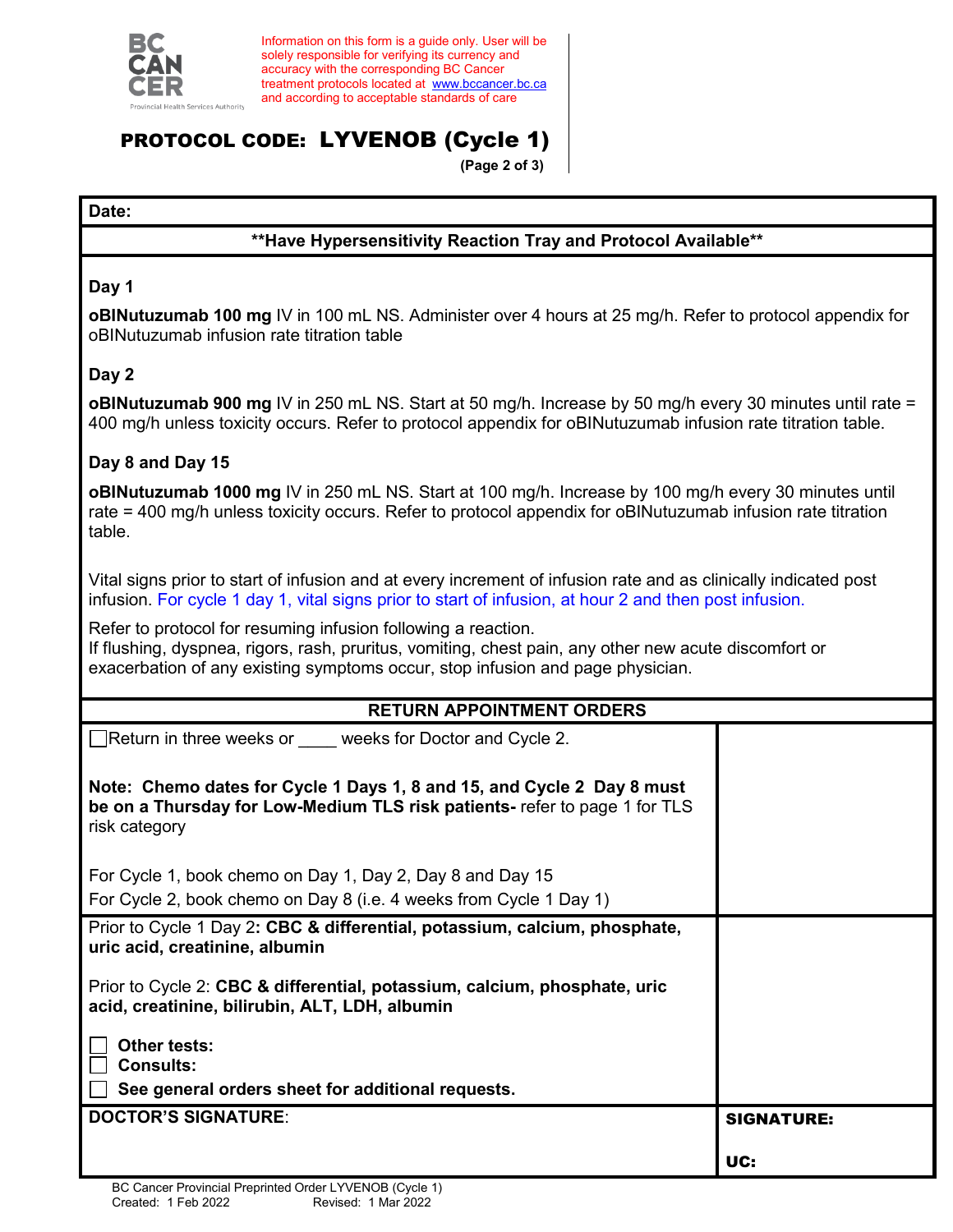Information on this form is a guide only. User will be solely responsible for verifying its currency and accuracy with the corresponding BC Cancer treatment protocols located at www.bccancer.bc.ca and according to acceptable standards of care

# PROTOCOL CODE: LYVENOB (Cycle 1)

(Page 2 of 3)

**Date:**

**\*\*Have Hypersensitivity Reaction Tray and Protocol Available\*\***

**Day 1**

**oBINutuzumab 100 mg** IV in 100 mL NS. Administer over 4 hours at 25 mg/h. Refer to protocol appendix for oBINutuzumab infusion rate titration table

**Day 2**

**oBINutuzumab 900 mg** IV in 250 mL NS. Start at 50 mg/h. Increase by 50 mg/h every 30 minutes until rate = 400 mg/h unless toxicity occurs. Refer to protocol appendix for oBINutuzumab infusion rate titration table.

**Day 8 and Day 15**

**oBINutuzumab 1000 mg** IV in 250 mL NS. Start at 100 mg/h. Increase by 100 mg/h every 30 minutes until rate = 400 mg/h unless toxicity occurs. Refer to protocol appendix for oBINutuzumab infusion rate titration table.

Vital signs prior to start of infusion and at every increment of infusion rate and as clinically indicated post infusion. For cycle 1 day 1, vital signs prior to start of infusion, at hour 2 and then post infusion.

Refer to protocol for resuming infusion following a reaction.
If flushing, dyspnea, rigors, rash, pruritus, vomiting, chest pain, any other new acute discomfort or exacerbation of any existing symptoms occur, stop infusion and page physician.

**RETURN APPOINTMENT ORDERS**

☐ Return in three weeks or ____ weeks for Doctor and Cycle 2.

**Note: Chemo dates for Cycle 1 Days 1, 8 and 15, and Cycle 2 Day 8 must be on a Thursday for Low-Medium TLS risk patients-** refer to page 1 for TLS risk category

For Cycle 1, book chemo on Day 1, Day 2, Day 8 and Day 15
For Cycle 2, book chemo on Day 8 (i.e. 4 weeks from Cycle 1 Day 1)

Prior to Cycle 1 Day 2**: CBC & differential, potassium, calcium, phosphate, uric acid, creatinine, albumin**

Prior to Cycle 2: **CBC & differential, potassium, calcium, phosphate, uric acid, creatinine, bilirubin, ALT, LDH, albumin**

☐ **Other tests:**
☐ **Consults:**
☐ **See general orders sheet for additional requests.**

| **DOCTOR'S SIGNATURE**: | **SIGNATURE:**<br><br>**UC:** |
| --- | --- |

BC Cancer Provincial Preprinted Order LYVENOB (Cycle 1)
Created: 1 Feb 2022 Revised: 1 Mar 2022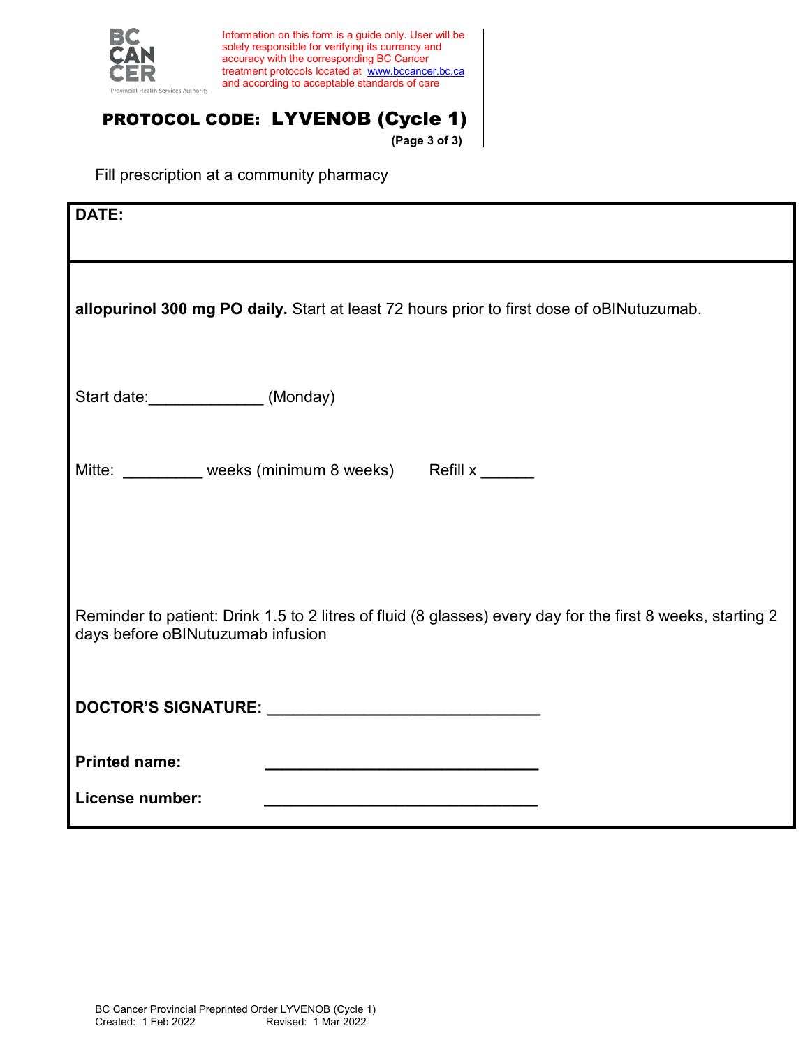Information on this form is a guide only. User will be solely responsible for verifying its currency and accuracy with the corresponding BC Cancer treatment protocols located at www.bccancer.bc.ca and according to acceptable standards of care

**PROTOCOL CODE: LYVENOB (Cycle 1)**

Fill prescription at a community pharmacy

**DATE:**

**allopurinol 300 mg PO daily.** Start at least 72 hours prior to first dose of oBINutuzumab.

Start date:_____________ (Monday)

Mitte: _________ weeks (minimum 8 weeks)     Refill x ______

Reminder to patient: Drink 1.5 to 2 litres of fluid (8 glasses) every day for the first 8 weeks, starting 2 days before oBINutuzumab infusion

**DOCTOR'S SIGNATURE:** ______________________________

**Printed name:** ______________________________

**License number:** ______________________________

BC Cancer Provincial Preprinted Order LYVENOB (Cycle 1)
Created: 1 Feb 2022     Revised: 1 Mar 2022